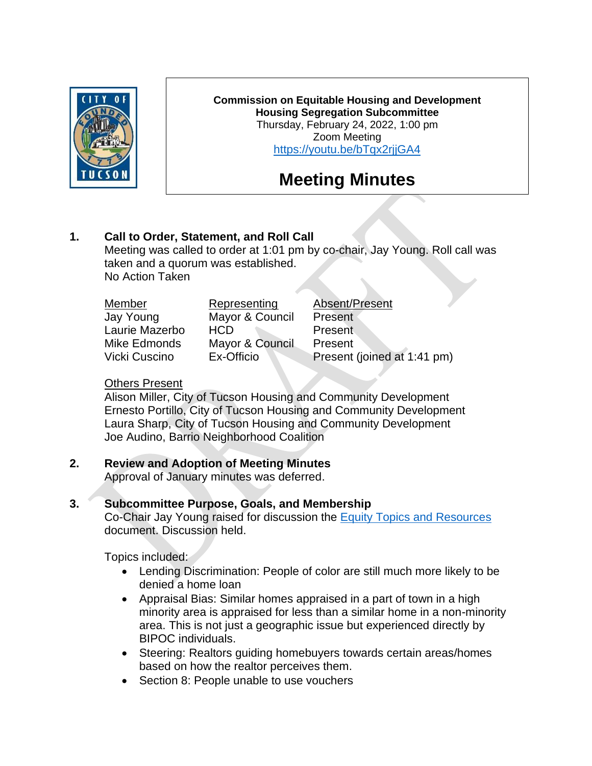**Commission on Equitable Housing and Development**
**Housing Segregation Subcommittee**
Thursday, February 24, 2022, 1:00 pm
Zoom Meeting
https://youtu.be/bTqx2rjjGA4

# Meeting Minutes

## 1. Call to Order, Statement, and Roll Call

Meeting was called to order at 1:01 pm by co-chair, Jay Young. Roll call was taken and a quorum was established.
No Action Taken

| Member | Representing | Absent/Present |
| --- | --- | --- |
| Jay Young | Mayor & Council | Present |
| Laurie Mazerbo | HCD | Present |
| Mike Edmonds | Mayor & Council | Present |
| Vicki Cuscino | Ex-Officio | Present (joined at 1:41 pm) |

Others Present
Alison Miller, City of Tucson Housing and Community Development
Ernesto Portillo, City of Tucson Housing and Community Development
Laura Sharp, City of Tucson Housing and Community Development
Joe Audino, Barrio Neighborhood Coalition

## 2. Review and Adoption of Meeting Minutes

Approval of January minutes was deferred.

## 3. Subcommittee Purpose, Goals, and Membership

Co-Chair Jay Young raised for discussion the Equity Topics and Resources document. Discussion held.

Topics included:

- Lending Discrimination: People of color are still much more likely to be denied a home loan
- Appraisal Bias: Similar homes appraised in a part of town in a high minority area is appraised for less than a similar home in a non-minority area. This is not just a geographic issue but experienced directly by BIPOC individuals.
- Steering: Realtors guiding homebuyers towards certain areas/homes based on how the realtor perceives them.
- Section 8: People unable to use vouchers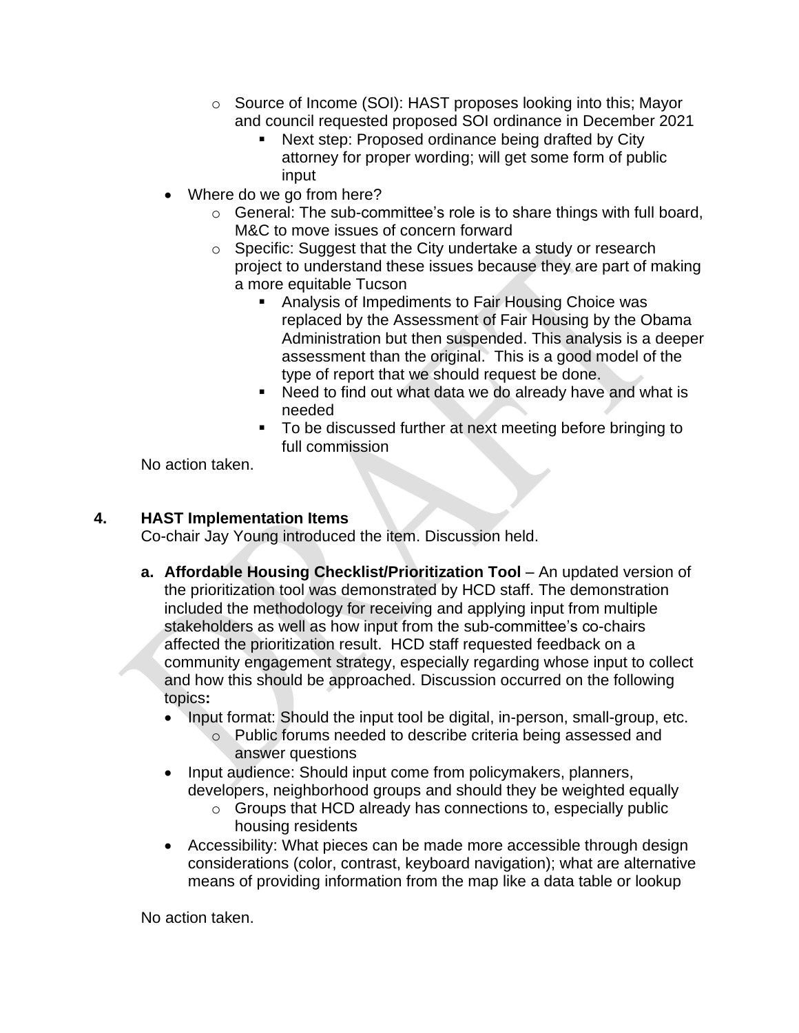- Source of Income (SOI): HAST proposes looking into this; Mayor and council requested proposed SOI ordinance in December 2021
  - Next step: Proposed ordinance being drafted by City attorney for proper wording; will get some form of public input

- Where do we go from here?
  - General: The sub-committee's role is to share things with full board, M&C to move issues of concern forward
  - Specific: Suggest that the City undertake a study or research project to understand these issues because they are part of making a more equitable Tucson
    - Analysis of Impediments to Fair Housing Choice was replaced by the Assessment of Fair Housing by the Obama Administration but then suspended. This analysis is a deeper assessment than the original. This is a good model of the type of report that we should request be done.
    - Need to find out what data we do already have and what is needed
    - To be discussed further at next meeting before bringing to full commission

No action taken.

## 4. HAST Implementation Items

Co-chair Jay Young introduced the item. Discussion held.

**a. Affordable Housing Checklist/Prioritization Tool** – An updated version of the prioritization tool was demonstrated by HCD staff. The demonstration included the methodology for receiving and applying input from multiple stakeholders as well as how input from the sub-committee's co-chairs affected the prioritization result. HCD staff requested feedback on a community engagement strategy, especially regarding whose input to collect and how this should be approached. Discussion occurred on the following topics**:**

- Input format: Should the input tool be digital, in-person, small-group, etc.
  - Public forums needed to describe criteria being assessed and answer questions
- Input audience: Should input come from policymakers, planners, developers, neighborhood groups and should they be weighted equally
  - Groups that HCD already has connections to, especially public housing residents
- Accessibility: What pieces can be made more accessible through design considerations (color, contrast, keyboard navigation); what are alternative means of providing information from the map like a data table or lookup

No action taken.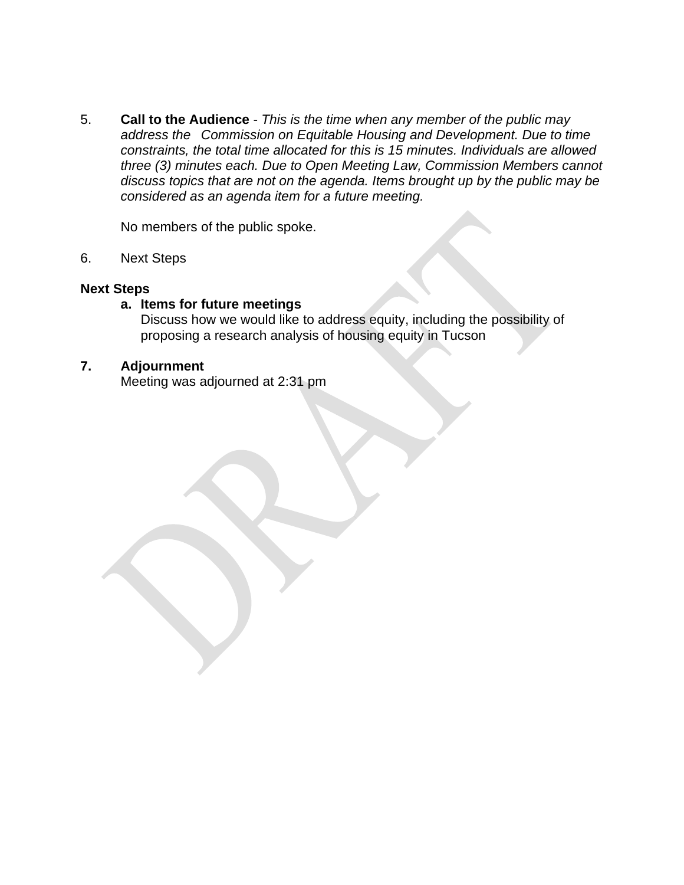5. **Call to the Audience** - *This is the time when any member of the public may address the Commission on Equitable Housing and Development. Due to time constraints, the total time allocated for this is 15 minutes. Individuals are allowed three (3) minutes each. Due to Open Meeting Law, Commission Members cannot discuss topics that are not on the agenda. Items brought up by the public may be considered as an agenda item for a future meeting.*

   No members of the public spoke.

6. Next Steps

**Next Steps**

   a. **Items for future meetings**
      Discuss how we would like to address equity, including the possibility of proposing a research analysis of housing equity in Tucson

7. **Adjournment**
   Meeting was adjourned at 2:31 pm